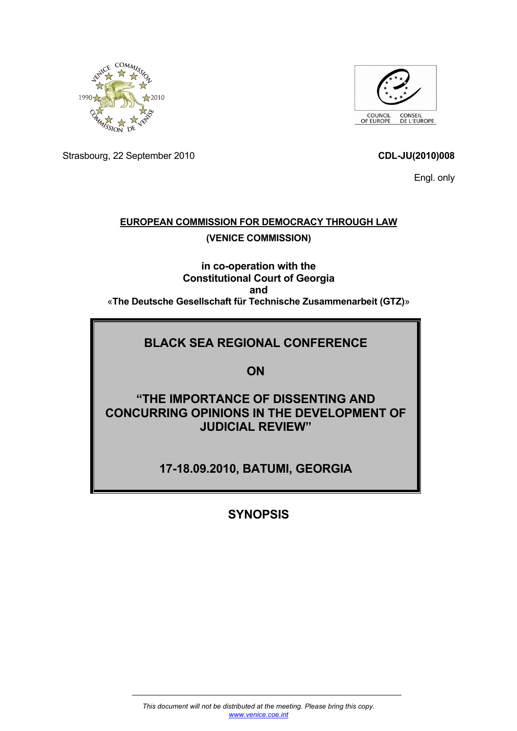Strasbourg, 22 September 2010

**CDL-JU(2010)008**

Engl. only

**EUROPEAN COMMISSION FOR DEMOCRACY THROUGH LAW**

**(VENICE COMMISSION)**

**in co-operation with the**
**Constitutional Court of Georgia**
**and**
«**The Deutsche Gesellschaft für Technische Zusammenarbeit (GTZ)**»

# BLACK SEA REGIONAL CONFERENCE

# ON

# "THE IMPORTANCE OF DISSENTING AND CONCURRING OPINIONS IN THE DEVELOPMENT OF JUDICIAL REVIEW"

# 17-18.09.2010, BATUMI, GEORGIA

# SYNOPSIS

*This document will not be distributed at the meeting. Please bring this copy.*
*www.venice.coe.int*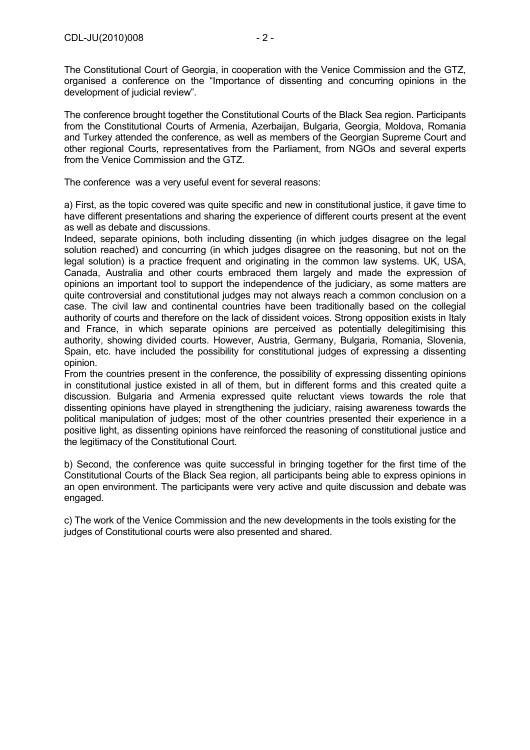The Constitutional Court of Georgia, in cooperation with the Venice Commission and the GTZ, organised a conference on the "Importance of dissenting and concurring opinions in the development of judicial review".

The conference brought together the Constitutional Courts of the Black Sea region. Participants from the Constitutional Courts of Armenia, Azerbaijan, Bulgaria, Georgia, Moldova, Romania and Turkey attended the conference, as well as members of the Georgian Supreme Court and other regional Courts, representatives from the Parliament, from NGOs and several experts from the Venice Commission and the GTZ.

The conference was a very useful event for several reasons:

a) First, as the topic covered was quite specific and new in constitutional justice, it gave time to have different presentations and sharing the experience of different courts present at the event as well as debate and discussions.
Indeed, separate opinions, both including dissenting (in which judges disagree on the legal solution reached) and concurring (in which judges disagree on the reasoning, but not on the legal solution) is a practice frequent and originating in the common law systems. UK, USA, Canada, Australia and other courts embraced them largely and made the expression of opinions an important tool to support the independence of the judiciary, as some matters are quite controversial and constitutional judges may not always reach a common conclusion on a case. The civil law and continental countries have been traditionally based on the collegial authority of courts and therefore on the lack of dissident voices. Strong opposition exists in Italy and France, in which separate opinions are perceived as potentially delegitimising this authority, showing divided courts. However, Austria, Germany, Bulgaria, Romania, Slovenia, Spain, etc. have included the possibility for constitutional judges of expressing a dissenting opinion.
From the countries present in the conference, the possibility of expressing dissenting opinions in constitutional justice existed in all of them, but in different forms and this created quite a discussion. Bulgaria and Armenia expressed quite reluctant views towards the role that dissenting opinions have played in strengthening the judiciary, raising awareness towards the political manipulation of judges; most of the other countries presented their experience in a positive light, as dissenting opinions have reinforced the reasoning of constitutional justice and the legitimacy of the Constitutional Court.

b) Second, the conference was quite successful in bringing together for the first time of the Constitutional Courts of the Black Sea region, all participants being able to express opinions in an open environment. The participants were very active and quite discussion and debate was engaged.

c) The work of the Venice Commission and the new developments in the tools existing for the judges of Constitutional courts were also presented and shared.